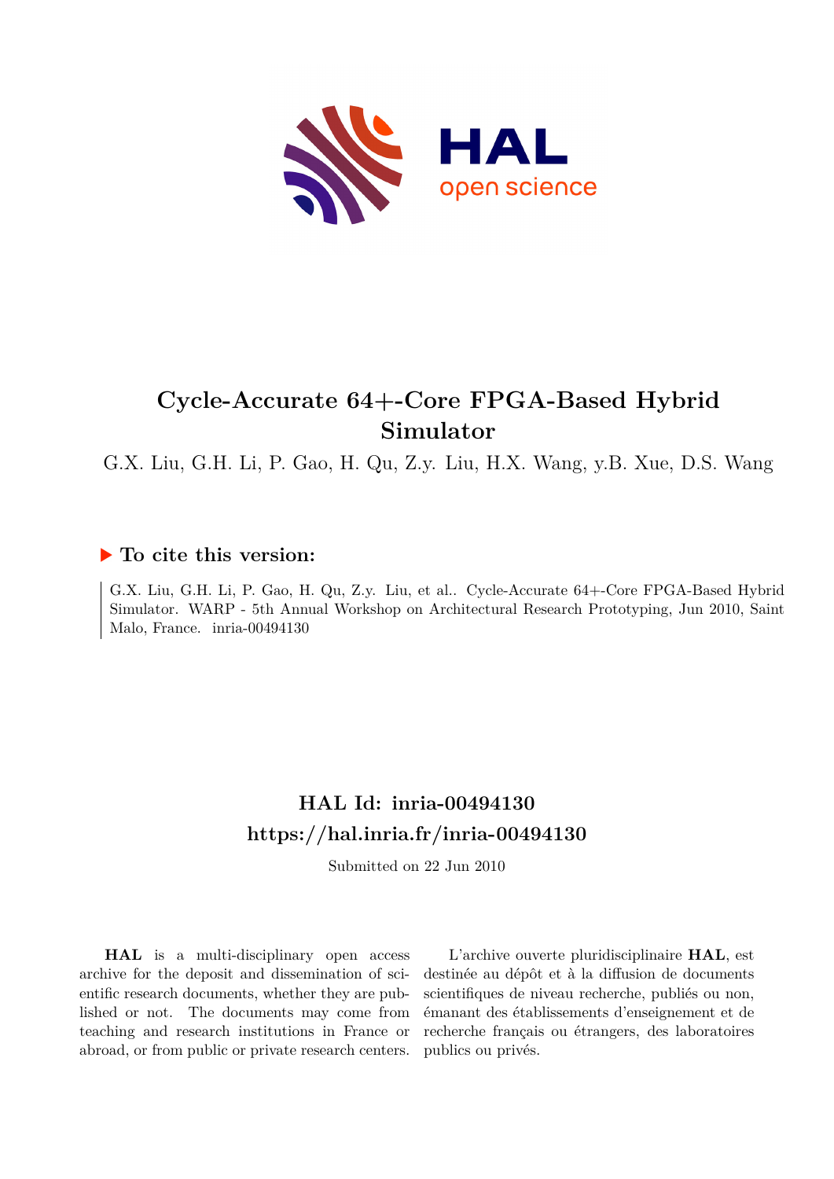# Cycle-Accurate 64+-Core FPGA-Based Hybrid Simulator

G.X. Liu, G.H. Li, P. Gao, H. Qu, Z.y. Liu, H.X. Wang, y.B. Xue, D.S. Wang

## ▶ To cite this version:

G.X. Liu, G.H. Li, P. Gao, H. Qu, Z.y. Liu, et al.. Cycle-Accurate 64+-Core FPGA-Based Hybrid Simulator. WARP - 5th Annual Workshop on Architectural Research Prototyping, Jun 2010, Saint Malo, France. inria-00494130

## HAL Id: inria-00494130
## https://hal.inria.fr/inria-00494130

Submitted on 22 Jun 2010

**HAL** is a multi-disciplinary open access archive for the deposit and dissemination of scientific research documents, whether they are published or not. The documents may come from teaching and research institutions in France or abroad, or from public or private research centers.

L'archive ouverte pluridisciplinaire **HAL**, est destinée au dépôt et à la diffusion de documents scientifiques de niveau recherche, publiés ou non, émanant des établissements d'enseignement et de recherche français ou étrangers, des laboratoires publics ou privés.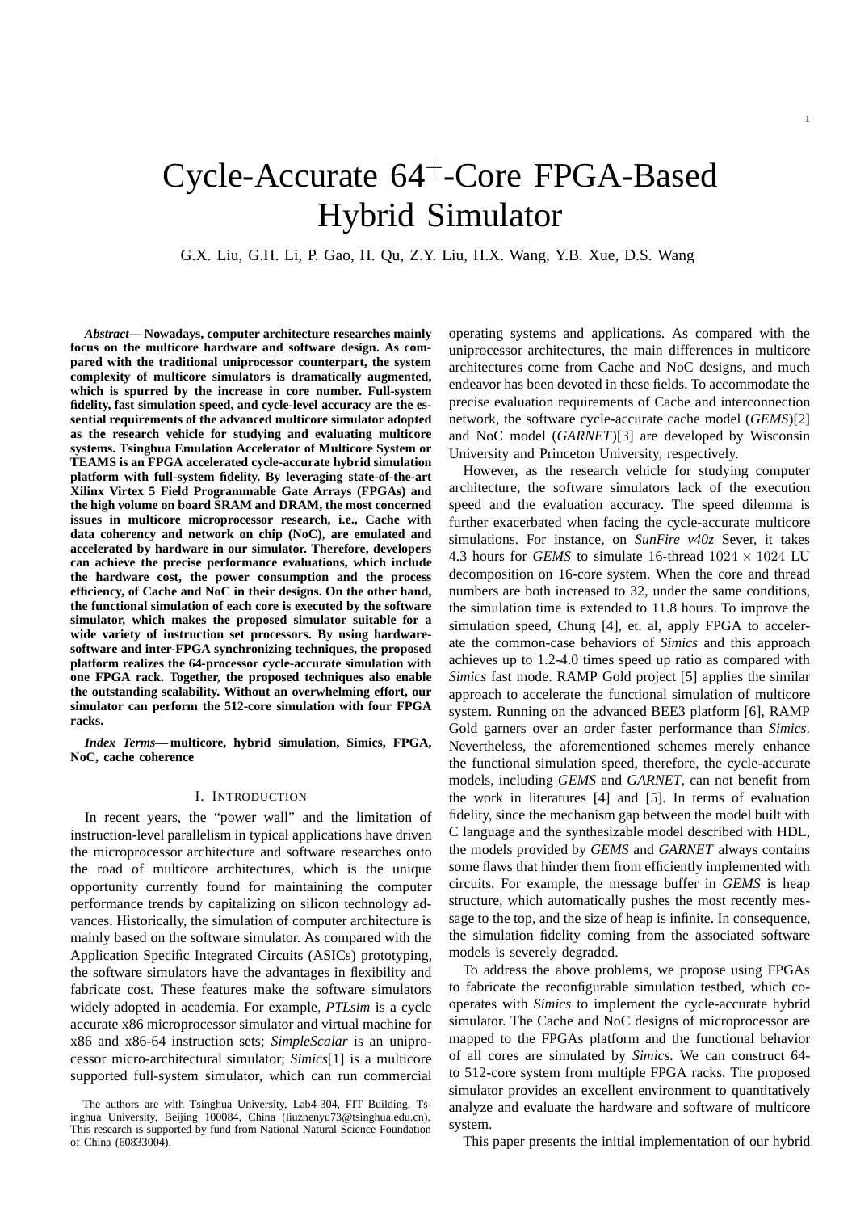# Cycle-Accurate $64^+$-Core FPGA-Based Hybrid Simulator

G.X. Liu, G.H. Li, P. Gao, H. Qu, Z.Y. Liu, H.X. Wang, Y.B. Xue, D.S. Wang

***Abstract*— Nowadays, computer architecture researches mainly focus on the multicore hardware and software design. As compared with the traditional uniprocessor counterpart, the system complexity of multicore simulators is dramatically augmented, which is spurred by the increase in core number. Full-system fidelity, fast simulation speed, and cycle-level accuracy are the essential requirements of the advanced multicore simulator adopted as the research vehicle for studying and evaluating multicore systems. Tsinghua Emulation Accelerator of Multicore System or TEAMS is an FPGA accelerated cycle-accurate hybrid simulation platform with full-system fidelity. By leveraging state-of-the-art Xilinx Virtex 5 Field Programmable Gate Arrays (FPGAs) and the high volume on board SRAM and DRAM, the most concerned issues in multicore microprocessor research, i.e., Cache with data coherency and network on chip (NoC), are emulated and accelerated by hardware in our simulator. Therefore, developers can achieve the precise performance evaluations, which include the hardware cost, the power consumption and the process efficiency, of Cache and NoC in their designs. On the other hand, the functional simulation of each core is executed by the software simulator, which makes the proposed simulator suitable for a wide variety of instruction set processors. By using hardware-software and inter-FPGA synchronizing techniques, the proposed platform realizes the 64-processor cycle-accurate simulation with one FPGA rack. Together, the proposed techniques also enable the outstanding scalability. Without an overwhelming effort, our simulator can perform the 512-core simulation with four FPGA racks.**

***Index Terms*— multicore, hybrid simulation, Simics, FPGA, NoC, cache coherence**

## I. Introduction

In recent years, the "power wall" and the limitation of instruction-level parallelism in typical applications have driven the microprocessor architecture and software researches onto the road of multicore architectures, which is the unique opportunity currently found for maintaining the computer performance trends by capitalizing on silicon technology advances. Historically, the simulation of computer architecture is mainly based on the software simulator. As compared with the Application Specific Integrated Circuits (ASICs) prototyping, the software simulators have the advantages in flexibility and fabricate cost. These features make the software simulators widely adopted in academia. For example, *PTLsim* is a cycle accurate x86 microprocessor simulator and virtual machine for x86 and x86-64 instruction sets; *SimpleScalar* is an uniprocessor micro-architectural simulator; *Simics*[1] is a multicore supported full-system simulator, which can run commercial operating systems and applications. As compared with the uniprocessor architectures, the main differences in multicore architectures come from Cache and NoC designs, and much endeavor has been devoted in these fields. To accommodate the precise evaluation requirements of Cache and interconnection network, the software cycle-accurate cache model (*GEMS*)[2] and NoC model (*GARNET*)[3] are developed by Wisconsin University and Princeton University, respectively.

However, as the research vehicle for studying computer architecture, the software simulators lack of the execution speed and the evaluation accuracy. The speed dilemma is further exacerbated when facing the cycle-accurate multicore simulations. For instance, on *SunFire v40z* Sever, it takes 4.3 hours for *GEMS* to simulate 16-thread $1024 \times 1024$ LU decomposition on 16-core system. When the core and thread numbers are both increased to 32, under the same conditions, the simulation time is extended to 11.8 hours. To improve the simulation speed, Chung [4], et. al, apply FPGA to accelerate the common-case behaviors of *Simics* and this approach achieves up to 1.2-4.0 times speed up ratio as compared with *Simics* fast mode. RAMP Gold project [5] applies the similar approach to accelerate the functional simulation of multicore system. Running on the advanced BEE3 platform [6], RAMP Gold garners over an order faster performance than *Simics*. Nevertheless, the aforementioned schemes merely enhance the functional simulation speed, therefore, the cycle-accurate models, including *GEMS* and *GARNET*, can not benefit from the work in literatures [4] and [5]. In terms of evaluation fidelity, since the mechanism gap between the model built with C language and the synthesizable model described with HDL, the models provided by *GEMS* and *GARNET* always contains some flaws that hinder them from efficiently implemented with circuits. For example, the message buffer in *GEMS* is heap structure, which automatically pushes the most recently message to the top, and the size of heap is infinite. In consequence, the simulation fidelity coming from the associated software models is severely degraded.

To address the above problems, we propose using FPGAs to fabricate the reconfigurable simulation testbed, which cooperates with *Simics* to implement the cycle-accurate hybrid simulator. The Cache and NoC designs of microprocessor are mapped to the FPGAs platform and the functional behavior of all cores are simulated by *Simics*. We can construct 64- to 512-core system from multiple FPGA racks. The proposed simulator provides an excellent environment to quantitatively analyze and evaluate the hardware and software of multicore system.

This paper presents the initial implementation of our hybrid

The authors are with Tsinghua University, Lab4-304, FIT Building, Tsinghua University, Beijing 100084, China (liuzhenyu73@tsinghua.edu.cn). This research is supported by fund from National Natural Science Foundation of China (60833004).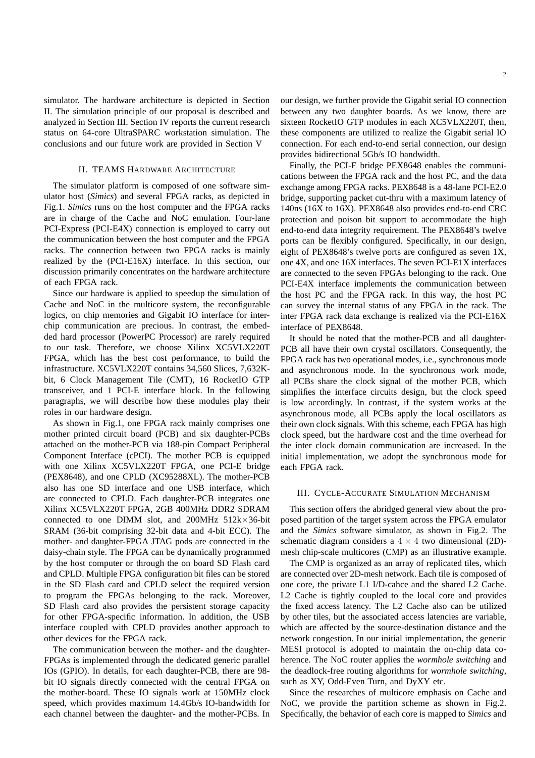simulator. The hardware architecture is depicted in Section II. The simulation principle of our proposal is described and analyzed in Section III. Section IV reports the current research status on 64-core UltraSPARC workstation simulation. The conclusions and our future work are provided in Section V

## II. TEAMS Hardware Architecture

The simulator platform is composed of one software simulator host (*Simics*) and several FPGA racks, as depicted in Fig.1. *Simics* runs on the host computer and the FPGA racks are in charge of the Cache and NoC emulation. Four-lane PCI-Express (PCI-E4X) connection is employed to carry out the communication between the host computer and the FPGA racks. The connection between two FPGA racks is mainly realized by the (PCI-E16X) interface. In this section, our discussion primarily concentrates on the hardware architecture of each FPGA rack.

Since our hardware is applied to speedup the simulation of Cache and NoC in the multicore system, the reconfigurable logics, on chip memories and Gigabit IO interface for inter-chip communication are precious. In contrast, the embedded hard processor (PowerPC Processor) are rarely required to our task. Therefore, we choose Xilinx XC5VLX220T FPGA, which has the best cost performance, to build the infrastructure. XC5VLX220T contains 34,560 Slices, 7,632K-bit, 6 Clock Management Tile (CMT), 16 RocketIO GTP transceiver, and 1 PCI-E interface block. In the following paragraphs, we will describe how these modules play their roles in our hardware design.

As shown in Fig.1, one FPGA rack mainly comprises one mother printed circuit board (PCB) and six daughter-PCBs attached on the mother-PCB via 188-pin Compact Peripheral Component Interface (cPCI). The mother PCB is equipped with one Xilinx XC5VLX220T FPGA, one PCI-E bridge (PEX8648), and one CPLD (XC95288XL). The mother-PCB also has one SD interface and one USB interface, which are connected to CPLD. Each daughter-PCB integrates one Xilinx XC5VLX220T FPGA, 2GB 400MHz DDR2 SDRAM connected to one DIMM slot, and 200MHz 512k$\times$36-bit SRAM (36-bit comprising 32-bit data and 4-bit ECC). The mother- and daughter-FPGA JTAG pods are connected in the daisy-chain style. The FPGA can be dynamically programmed by the host computer or through the on board SD Flash card and CPLD. Multiple FPGA configuration bit files can be stored in the SD Flash card and CPLD select the required version to program the FPGAs belonging to the rack. Moreover, SD Flash card also provides the persistent storage capacity for other FPGA-specific information. In addition, the USB interface coupled with CPLD provides another approach to other devices for the FPGA rack.

The communication between the mother- and the daughter-FPGAs is implemented through the dedicated generic parallel IOs (GPIO). In details, for each daughter-PCB, there are 98-bit IO signals directly connected with the central FPGA on the mother-board. These IO signals work at 150MHz clock speed, which provides maximum 14.4Gb/s IO-bandwidth for each channel between the daughter- and the mother-PCBs. In our design, we further provide the Gigabit serial IO connection between any two daughter boards. As we know, there are sixteen RocketIO GTP modules in each XC5VLX220T, then, these components are utilized to realize the Gigabit serial IO connection. For each end-to-end serial connection, our design provides bidirectional 5Gb/s IO bandwidth.

Finally, the PCI-E bridge PEX8648 enables the communications between the FPGA rack and the host PC, and the data exchange among FPGA racks. PEX8648 is a 48-lane PCI-E2.0 bridge, supporting packet cut-thru with a maximum latency of 140ns (16X to 16X). PEX8648 also provides end-to-end CRC protection and poison bit support to accommodate the high end-to-end data integrity requirement. The PEX8648's twelve ports can be flexibly configured. Specifically, in our design, eight of PEX8648's twelve ports are configured as seven 1X, one 4X, and one 16X interfaces. The seven PCI-E1X interfaces are connected to the seven FPGAs belonging to the rack. One PCI-E4X interface implements the communication between the host PC and the FPGA rack. In this way, the host PC can survey the internal status of any FPGA in the rack. The inter FPGA rack data exchange is realized via the PCI-E16X interface of PEX8648.

It should be noted that the mother-PCB and all daughter-PCB all have their own crystal oscillators. Consequently, the FPGA rack has two operational modes, i.e., synchronous mode and asynchronous mode. In the synchronous work mode, all PCBs share the clock signal of the mother PCB, which simplifies the interface circuits design, but the clock speed is low accordingly. In contrast, if the system works at the asynchronous mode, all PCBs apply the local oscillators as their own clock signals. With this scheme, each FPGA has high clock speed, but the hardware cost and the time overhead for the inter clock domain communication are increased. In the initial implementation, we adopt the synchronous mode for each FPGA rack.

## III. Cycle-Accurate Simulation Mechanism

This section offers the abridged general view about the proposed partition of the target system across the FPGA emulator and the *Simics* software simulator, as shown in Fig.2. The schematic diagram considers a $4 \times 4$ two dimensional (2D)-mesh chip-scale multicores (CMP) as an illustrative example.

The CMP is organized as an array of replicated tiles, which are connected over 2D-mesh network. Each tile is composed of one core, the private L1 I/D-cahce and the shared L2 Cache. L2 Cache is tightly coupled to the local core and provides the fixed access latency. The L2 Cache also can be utilized by other tiles, but the associated access latencies are variable, which are affected by the source-destination distance and the network congestion. In our initial implementation, the generic MESI protocol is adopted to maintain the on-chip data coherence. The NoC router applies the *wormhole switching* and the deadlock-free routing algorithms for *wormhole switching*, such as XY, Odd-Even Turn, and DyXY etc.

Since the researches of multicore emphasis on Cache and NoC, we provide the partition scheme as shown in Fig.2. Specifically, the behavior of each core is mapped to *Simics* and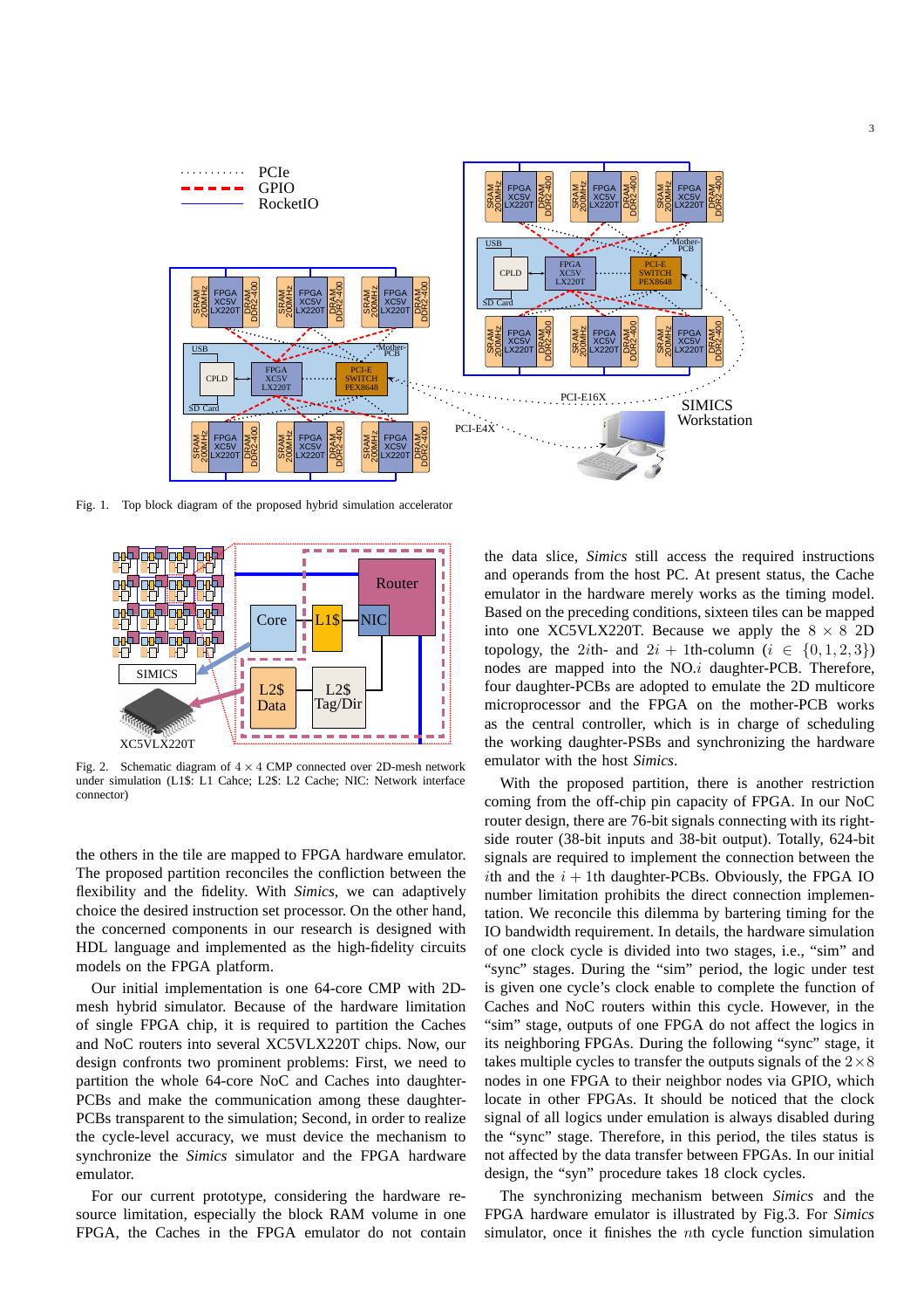Fig. 1. Top block diagram of the proposed hybrid simulation accelerator

Fig. 2. Schematic diagram of $4 \times 4$ CMP connected over 2D-mesh network under simulation (L1$: L1 Cahce; L2$: L2 Cache; NIC: Network interface connector)

the others in the tile are mapped to FPGA hardware emulator. The proposed partition reconciles the confliction between the flexibility and the fidelity. With *Simics*, we can adaptively choice the desired instruction set processor. On the other hand, the concerned components in our research is designed with HDL language and implemented as the high-fidelity circuits models on the FPGA platform.

Our initial implementation is one 64-core CMP with 2D-mesh hybrid simulator. Because of the hardware limitation of single FPGA chip, it is required to partition the Caches and NoC routers into several XC5VLX220T chips. Now, our design confronts two prominent problems: First, we need to partition the whole 64-core NoC and Caches into daughter-PCBs and make the communication among these daughter-PCBs transparent to the simulation; Second, in order to realize the cycle-level accuracy, we must device the mechanism to synchronize the *Simics* simulator and the FPGA hardware emulator.

For our current prototype, considering the hardware resource limitation, especially the block RAM volume in one FPGA, the Caches in the FPGA emulator do not contain the data slice, *Simics* still access the required instructions and operands from the host PC. At present status, the Cache emulator in the hardware merely works as the timing model. Based on the preceding conditions, sixteen tiles can be mapped into one XC5VLX220T. Because we apply the $8 \times 8$ 2D topology, the $2i$th- and $2i+1$th-column ($i \in \{0, 1, 2, 3\}$) nodes are mapped into the NO.$i$ daughter-PCB. Therefore, four daughter-PCBs are adopted to emulate the 2D multicore microprocessor and the FPGA on the mother-PCB works as the central controller, which is in charge of scheduling the working daughter-PSBs and synchronizing the hardware emulator with the host *Simics*.

With the proposed partition, there is another restriction coming from the off-chip pin capacity of FPGA. In our NoC router design, there are 76-bit signals connecting with its right-side router (38-bit inputs and 38-bit output). Totally, 624-bit signals are required to implement the connection between the $i$th and the $i+1$th daughter-PCBs. Obviously, the FPGA IO number limitation prohibits the direct connection implementation. We reconcile this dilemma by bartering timing for the IO bandwidth requirement. In details, the hardware simulation of one clock cycle is divided into two stages, i.e., "sim" and "sync" stages. During the "sim" period, the logic under test is given one cycle's clock enable to complete the function of Caches and NoC routers within this cycle. However, in the "sim" stage, outputs of one FPGA do not affect the logics in its neighboring FPGAs. During the following "sync" stage, it takes multiple cycles to transfer the outputs signals of the $2 \times 8$ nodes in one FPGA to their neighbor nodes via GPIO, which locate in other FPGAs. It should be noticed that the clock signal of all logics under emulation is always disabled during the "sync" stage. Therefore, in this period, the tiles status is not affected by the data transfer between FPGAs. In our initial design, the "syn" procedure takes 18 clock cycles.

The synchronizing mechanism between *Simics* and the FPGA hardware emulator is illustrated by Fig.3. For *Simics* simulator, once it finishes the $n$th cycle function simulation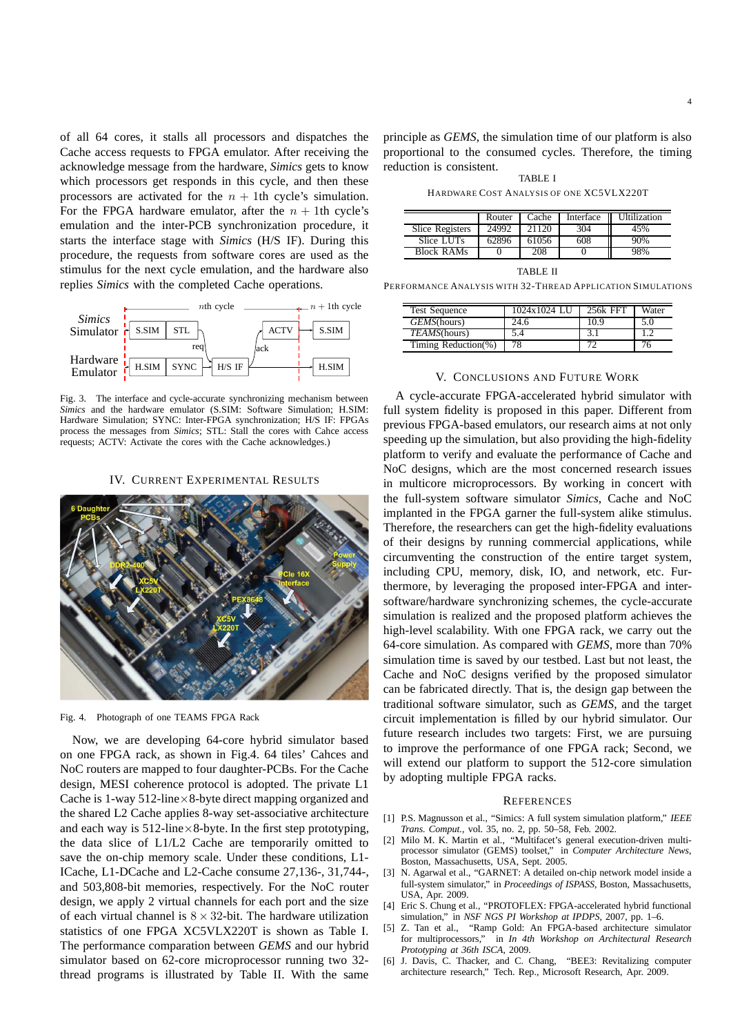of all 64 cores, it stalls all processors and dispatches the Cache access requests to FPGA emulator. After receiving the acknowledge message from the hardware, *Simics* gets to know which processors get responds in this cycle, and then these processors are activated for the $n+1$th cycle's simulation. For the FPGA hardware emulator, after the $n+1$th cycle's emulation and the inter-PCB synchronization procedure, it starts the interface stage with *Simics* (H/S IF). During this procedure, the requests from software cores are used as the stimulus for the next cycle emulation, and the hardware also replies *Simics* with the completed Cache operations.

nth cycle
n + 1th cycle
Simics Simulator
S.SIM
STL
ACTV
S.SIM
req
ack
Hardware Emulator
H.SIM
SYNC
H/S IF
H.SIM

Fig. 3. The interface and cycle-accurate synchronizing mechanism between *Simics* and the hardware emulator (S.SIM: Software Simulation; H.SIM: Hardware Simulation; SYNC: Inter-FPGA synchronization; H/S IF: FPGAs process the messages from *Simics*; STL: Stall the cores with Cahce access requests; ACTV: Activate the cores with the Cache acknowledges.)

## IV. Current Experimental Results

6 Daughter PCBs
DDR2-400
XC5V LX220T
PCIe 16X Interface
Power Supply
PEX8648
XC5V LX220T

Fig. 4. Photograph of one TEAMS FPGA Rack

Now, we are developing 64-core hybrid simulator based on one FPGA rack, as shown in Fig.4. 64 tiles' Cahces and NoC routers are mapped to four daughter-PCBs. For the Cache design, MESI coherence protocol is adopted. The private L1 Cache is 1-way 512-line$\times$8-byte direct mapping organized and the shared L2 Cache applies 8-way set-associative architecture and each way is 512-line$\times$8-byte. In the first step prototyping, the data slice of L1/L2 Cache are temporarily omitted to save the on-chip memory scale. Under these conditions, L1-ICache, L1-DCache and L2-Cache consume 27,136-, 31,744-, and 503,808-bit memories, respectively. For the NoC router design, we apply 2 virtual channels for each port and the size of each virtual channel is $8 \times 32$-bit. The hardware utilization statistics of one FPGA XC5VLX220T is shown as Table I. The performance comparation between *GEMS* and our hybrid simulator based on 62-core microprocessor running two 32-thread programs is illustrated by Table II. With the same principle as *GEMS*, the simulation time of our platform is also proportional to the consumed cycles. Therefore, the timing reduction is consistent.

TABLE I
Hardware Cost Analysis of One XC5VLX220T

| | Router | Cache | Interface | Ultilization |
|---|---|---|---|---|
| Slice Registers | 24992 | 21120 | 304 | 45% |
| Slice LUTs | 62896 | 61056 | 608 | 90% |
| Block RAMs | 0 | 208 | 0 | 98% |

TABLE II
Performance Analysis with 32-Thread Application Simulations

| Test Sequence | 1024x1024 LU | 256k FFT | Water |
|---|---|---|---|
| *GEMS*(hours) | 24.6 | 10.9 | 5.0 |
| *TEAMS*(hours) | 5.4 | 3.1 | 1.2 |
| Timing Reduction(%) | 78 | 72 | 76 |

## V. Conclusions and Future Work

A cycle-accurate FPGA-accelerated hybrid simulator with full system fidelity is proposed in this paper. Different from previous FPGA-based emulators, our research aims at not only speeding up the simulation, but also providing the high-fidelity platform to verify and evaluate the performance of Cache and NoC designs, which are the most concerned research issues in multicore microprocessors. By working in concert with the full-system software simulator *Simics*, Cache and NoC implanted in the FPGA garner the full-system alike stimulus. Therefore, the researchers can get the high-fidelity evaluations of their designs by running commercial applications, while circumventing the construction of the entire target system, including CPU, memory, disk, IO, and network, etc. Furthermore, by leveraging the proposed inter-FPGA and inter-software/hardware synchronizing schemes, the cycle-accurate simulation is realized and the proposed platform achieves the high-level scalability. With one FPGA rack, we carry out the 64-core simulation. As compared with *GEMS*, more than 70% simulation time is saved by our testbed. Last but not least, the Cache and NoC designs verified by the proposed simulator can be fabricated directly. That is, the design gap between the traditional software simulator, such as *GEMS*, and the target circuit implementation is filled by our hybrid simulator. Our future research includes two targets: First, we are pursuing to improve the performance of one FPGA rack; Second, we will extend our platform to support the 512-core simulation by adopting multiple FPGA racks.

## References

[1] P.S. Magnusson et al., "Simics: A full system simulation platform," *IEEE Trans. Comput.*, vol. 35, no. 2, pp. 50–58, Feb. 2002.

[2] Milo M. K. Martin et al., "Multifacet's general execution-driven multiprocessor simulator (GEMS) toolset," in *Computer Architecture News*, Boston, Massachusetts, USA, Sept. 2005.

[3] N. Agarwal et al., "GARNET: A detailed on-chip network model inside a full-system simulator," in *Proceedings of ISPASS*, Boston, Massachusetts, USA, Apr. 2009.

[4] Eric S. Chung et al., "PROTOFLEX: FPGA-accelerated hybrid functional simulation," in *NSF NGS PI Workshop at IPDPS*, 2007, pp. 1–6.

[5] Z. Tan et al., "Ramp Gold: An FPGA-based architecture simulator for multiprocessors," in *In 4th Workshop on Architectural Research Prototyping at 36th ISCA*, 2009.

[6] J. Davis, C. Thacker, and C. Chang, "BEE3: Revitalizing computer architecture research," Tech. Rep., Microsoft Research, Apr. 2009.